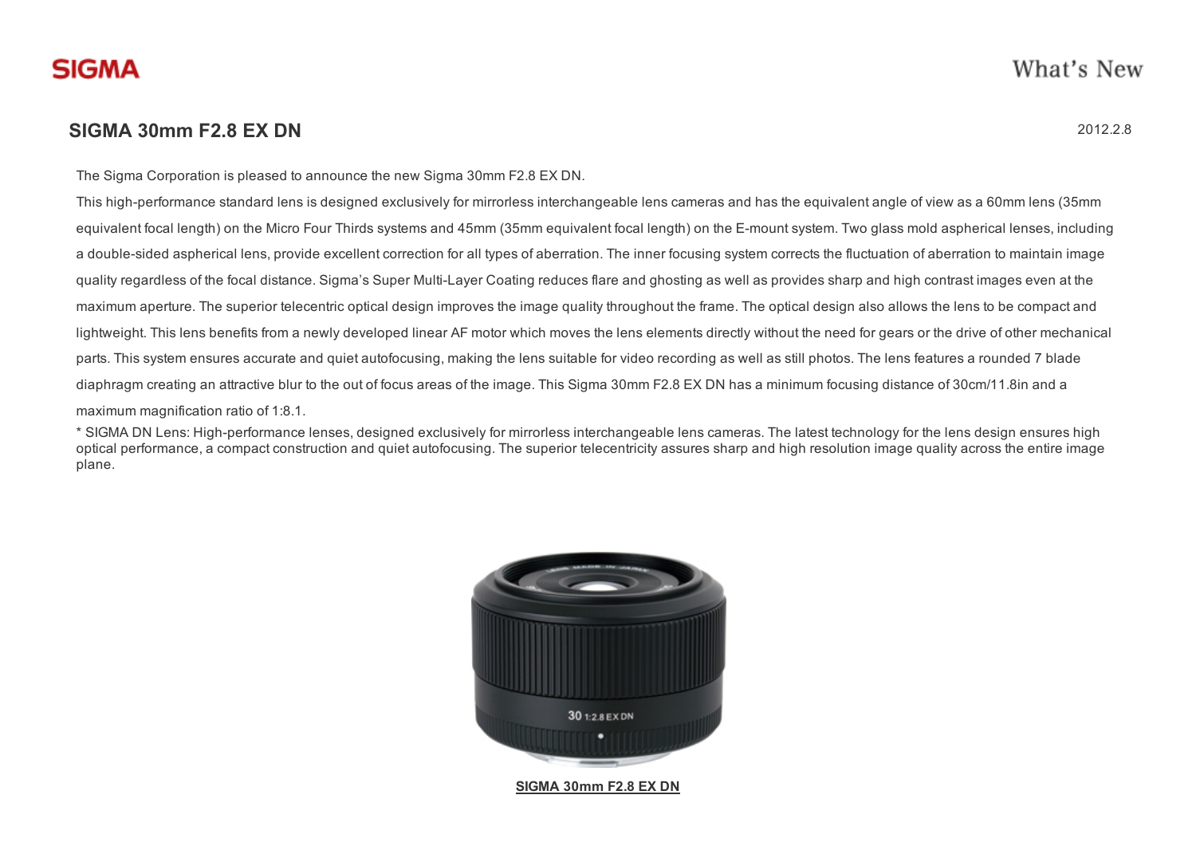SIGMA

What's New

## SIGMA 30mm F2.8 EX DN

2012.2.8

The Sigma Corporation is pleased to announce the new Sigma 30mm F2.8 EX DN.

This high-performance standard lens is designed exclusively for mirrorless interchangeable lens cameras and has the equivalent angle of view as a 60mm lens (35mm equivalent focal length) on the Micro Four Thirds systems and 45mm (35mm equivalent focal length) on the E-mount system. Two glass mold aspherical lenses, including a double-sided aspherical lens, provide excellent correction for all types of aberration. The inner focusing system corrects the fluctuation of aberration to maintain image quality regardless of the focal distance. Sigma's Super Multi-Layer Coating reduces flare and ghosting as well as provides sharp and high contrast images even at the maximum aperture. The superior telecentric optical design improves the image quality throughout the frame. The optical design also allows the lens to be compact and lightweight. This lens benefits from a newly developed linear AF motor which moves the lens elements directly without the need for gears or the drive of other mechanical parts. This system ensures accurate and quiet autofocusing, making the lens suitable for video recording as well as still photos. The lens features a rounded 7 blade diaphragm creating an attractive blur to the out of focus areas of the image. This Sigma 30mm F2.8 EX DN has a minimum focusing distance of 30cm/11.8in and a maximum magnification ratio of 1:8.1.

* SIGMA DN Lens: High-performance lenses, designed exclusively for mirrorless interchangeable lens cameras. The latest technology for the lens design ensures high optical performance, a compact construction and quiet autofocusing. The superior telecentricity assures sharp and high resolution image quality across the entire image plane.

**SIGMA 30mm F2.8 EX DN**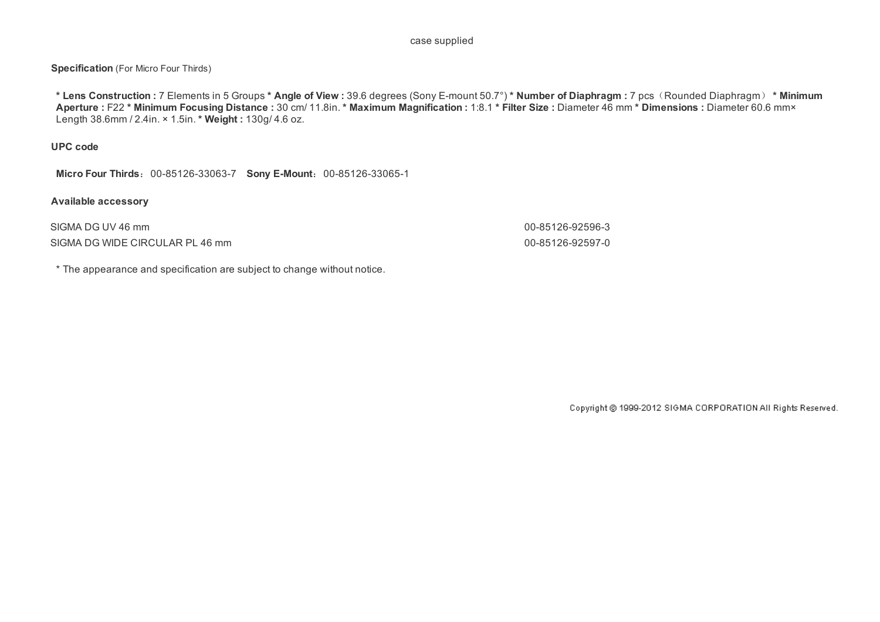case supplied

**Specification** (For Micro Four Thirds)

**\* Lens Construction :** 7 Elements in 5 Groups **\* Angle of View :** 39.6 degrees (Sony E-mount 50.7°) **\* Number of Diaphragm :** 7 pcs（Rounded Diaphragm） **\* Minimum Aperture :** F22 **\* Minimum Focusing Distance :** 30 cm/ 11.8in. **\* Maximum Magnification :** 1:8.1 **\* Filter Size :** Diameter 46 mm **\* Dimensions :** Diameter 60.6 mm× Length 38.6mm / 2.4in. × 1.5in. **\* Weight :** 130g/ 4.6 oz.

**UPC code**

**Micro Four Thirds**：00-85126-33063-7 **Sony E-Mount**：00-85126-33065-1

**Available accessory**

| | |
|---|---|
| SIGMA DG UV 46 mm | 00-85126-92596-3 |
| SIGMA DG WIDE CIRCULAR PL 46 mm | 00-85126-92597-0 |

\* The appearance and specification are subject to change without notice.

Copyright © 1999-2012 SIGMA CORPORATION All Rights Reserved.